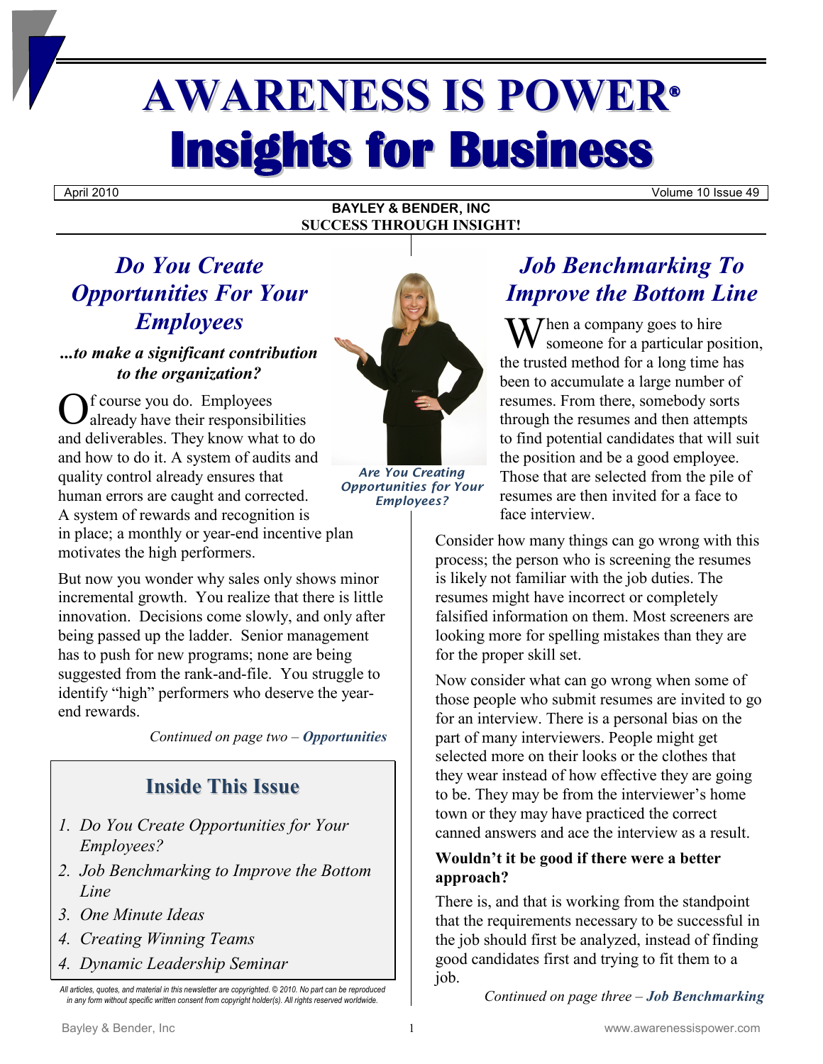# AWARENESS IS POWER®

# Insights for Business

April 2010 Volume 10 Issue 49

**BAYLEY & BENDER, INC**
**SUCCESS THROUGH INSIGHT!**

## *Do You Create Opportunities For Your Employees*

### *...to make a significant contribution to the organization?*

Of course you do. Employees already have their responsibilities and deliverables. They know what to do and how to do it. A system of audits and quality control already ensures that human errors are caught and corrected. A system of rewards and recognition is in place; a monthly or year-end incentive plan motivates the high performers.

But now you wonder why sales only shows minor incremental growth. You realize that there is little innovation. Decisions come slowly, and only after being passed up the ladder. Senior management has to push for new programs; none are being suggested from the rank-and-file. You struggle to identify "high" performers who deserve the year-end rewards.

*Continued on page two – **Opportunities***

*Are You Creating Opportunities for Your Employees?*

## Inside This Issue

1. *Do You Create Opportunities for Your Employees?*
2. *Job Benchmarking to Improve the Bottom Line*
3. *One Minute Ideas*
4. *Creating Winning Teams*
4. *Dynamic Leadership Seminar*

*All articles, quotes, and material in this newsletter are copyrighted. © 2010. No part can be reproduced in any form without specific written consent from copyright holder(s). All rights reserved worldwide.*

## *Job Benchmarking To Improve the Bottom Line*

When a company goes to hire someone for a particular position, the trusted method for a long time has been to accumulate a large number of resumes. From there, somebody sorts through the resumes and then attempts to find potential candidates that will suit the position and be a good employee. Those that are selected from the pile of resumes are then invited for a face to face interview.

Consider how many things can go wrong with this process; the person who is screening the resumes is likely not familiar with the job duties. The resumes might have incorrect or completely falsified information on them. Most screeners are looking more for spelling mistakes than they are for the proper skill set.

Now consider what can go wrong when some of those people who submit resumes are invited to go for an interview. There is a personal bias on the part of many interviewers. People might get selected more on their looks or the clothes that they wear instead of how effective they are going to be. They may be from the interviewer's home town or they may have practiced the correct canned answers and ace the interview as a result.

**Wouldn't it be good if there were a better approach?**

There is, and that is working from the standpoint that the requirements necessary to be successful in the job should first be analyzed, instead of finding good candidates first and trying to fit them to a job.

*Continued on page three – **Job Benchmarking***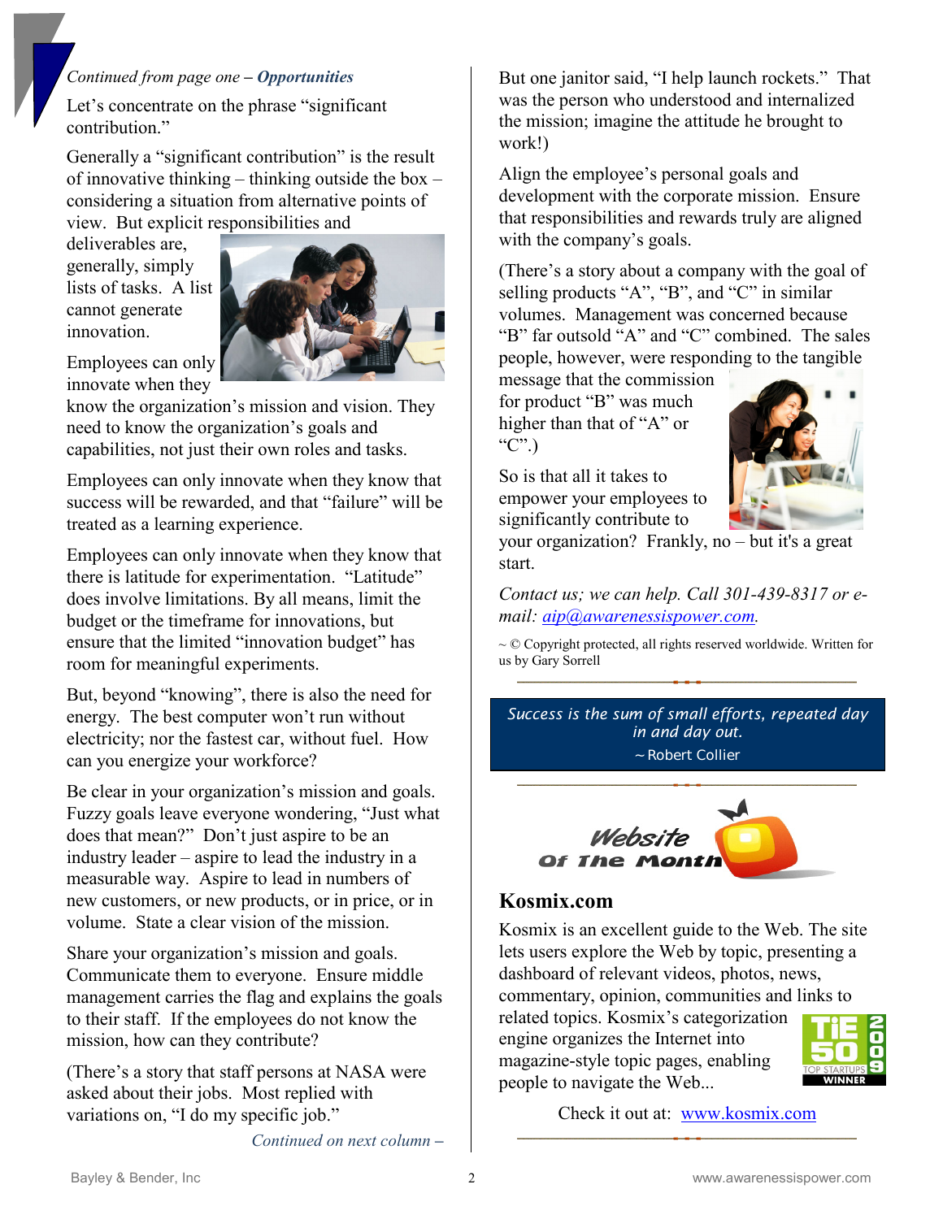*Continued from page one –* ***Opportunities***

Let's concentrate on the phrase "significant contribution."

Generally a "significant contribution" is the result of innovative thinking – thinking outside the box – considering a situation from alternative points of view. But explicit responsibilities and deliverables are, generally, simply lists of tasks. A list cannot generate innovation.

Employees can only innovate when they know the organization's mission and vision. They need to know the organization's goals and capabilities, not just their own roles and tasks.

Employees can only innovate when they know that success will be rewarded, and that "failure" will be treated as a learning experience.

Employees can only innovate when they know that there is latitude for experimentation. "Latitude" does involve limitations. By all means, limit the budget or the timeframe for innovations, but ensure that the limited "innovation budget" has room for meaningful experiments.

But, beyond "knowing", there is also the need for energy. The best computer won't run without electricity; nor the fastest car, without fuel. How can you energize your workforce?

Be clear in your organization's mission and goals. Fuzzy goals leave everyone wondering, "Just what does that mean?" Don't just aspire to be an industry leader – aspire to lead the industry in a measurable way. Aspire to lead in numbers of new customers, or new products, or in price, or in volume. State a clear vision of the mission.

Share your organization's mission and goals. Communicate them to everyone. Ensure middle management carries the flag and explains the goals to their staff. If the employees do not know the mission, how can they contribute?

(There's a story that staff persons at NASA were asked about their jobs. Most replied with variations on, "I do my specific job."

*Continued on next column –*

But one janitor said, "I help launch rockets." That was the person who understood and internalized the mission; imagine the attitude he brought to work!)

Align the employee's personal goals and development with the corporate mission. Ensure that responsibilities and rewards truly are aligned with the company's goals.

(There's a story about a company with the goal of selling products "A", "B", and "C" in similar volumes. Management was concerned because "B" far outsold "A" and "C" combined. The sales people, however, were responding to the tangible message that the commission for product "B" was much higher than that of "A" or "C".)

So is that all it takes to empower your employees to significantly contribute to your organization? Frankly, no – but it's a great start.

*Contact us; we can help. Call 301-439-8327 or e-mail: aip@awarenessispower.com.*

~ © Copyright protected, all rights reserved worldwide. Written for us by Gary Sorrell

---

*Success is the sum of small efforts, repeated day in and day out.*
~ Robert Collier

---

**Website Of The Month**

## Kosmix.com

Kosmix is an excellent guide to the Web. The site lets users explore the Web by topic, presenting a dashboard of relevant videos, photos, news, commentary, opinion, communities and links to related topics. Kosmix's categorization engine organizes the Internet into magazine-style topic pages, enabling people to navigate the Web...

TiE 50 2009 TOP STARTUPS WINNER

Check it out at: www.kosmix.com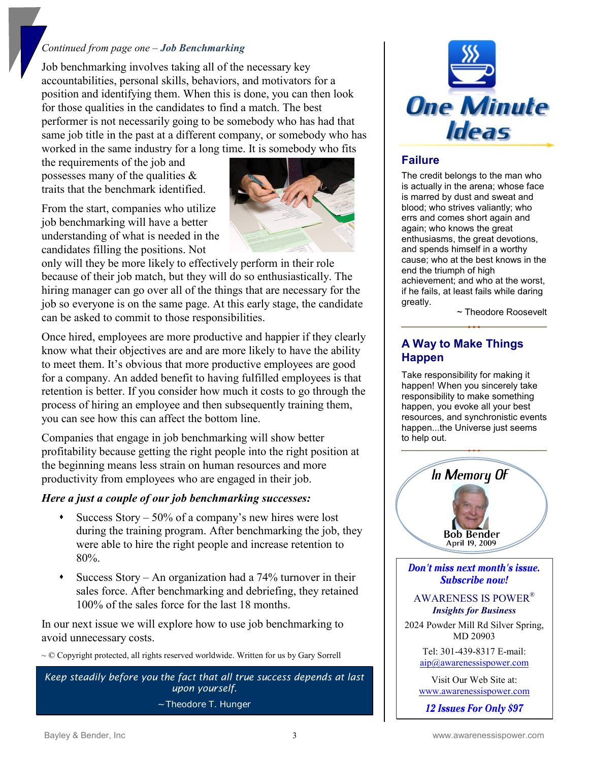*Continued from page one – **Job Benchmarking***

Job benchmarking involves taking all of the necessary key accountabilities, personal skills, behaviors, and motivators for a position and identifying them. When this is done, you can then look for those qualities in the candidates to find a match. The best performer is not necessarily going to be somebody who has had that same job title in the past at a different company, or somebody who has worked in the same industry for a long time. It is somebody who fits the requirements of the job and possesses many of the qualities & traits that the benchmark identified.

From the start, companies who utilize job benchmarking will have a better understanding of what is needed in the candidates filling the positions. Not only will they be more likely to effectively perform in their role because of their job match, but they will do so enthusiastically. The hiring manager can go over all of the things that are necessary for the job so everyone is on the same page. At this early stage, the candidate can be asked to commit to those responsibilities.

Once hired, employees are more productive and happier if they clearly know what their objectives are and are more likely to have the ability to meet them. It's obvious that more productive employees are good for a company. An added benefit to having fulfilled employees is that retention is better. If you consider how much it costs to go through the process of hiring an employee and then subsequently training them, you can see how this can affect the bottom line.

Companies that engage in job benchmarking will show better profitability because getting the right people into the right position at the beginning means less strain on human resources and more productivity from employees who are engaged in their job.

***Here a just a couple of our job benchmarking successes:***

- Success Story – 50% of a company's new hires were lost during the training program. After benchmarking the job, they were able to hire the right people and increase retention to 80%.
- Success Story – An organization had a 74% turnover in their sales force. After benchmarking and debriefing, they retained 100% of the sales force for the last 18 months.

In our next issue we will explore how to use job benchmarking to avoid unnecessary costs.

~ © Copyright protected, all rights reserved worldwide. Written for us by Gary Sorrell

*Keep steadily before you the fact that all true success depends at last upon yourself.*

~Theodore T. Hunger

# One Minute Ideas

## Failure

The credit belongs to the man who is actually in the arena; whose face is marred by dust and sweat and blood; who strives valiantly; who errs and comes short again and again; who knows the great enthusiasms, the great devotions, and spends himself in a worthy cause; who at the best knows in the end the triumph of high achievement; and who at the worst, if he fails, at least fails while daring greatly.

~ Theodore Roosevelt

## A Way to Make Things Happen

Take responsibility for making it happen! When you sincerely take responsibility to make something happen, you evoke all your best resources, and synchronistic events happen...the Universe just seems to help out.

**In Memory Of**

**Bob Bender**
April 19, 2009

***Don't miss next month's issue. Subscribe now!***

AWARENESS IS POWER®
***Insights for Business***

2024 Powder Mill Rd Silver Spring, MD 20903

Tel: 301-439-8317 E-mail: aip@awarenessispower.com

Visit Our Web Site at: www.awarenessispower.com

***12 Issues For Only $97***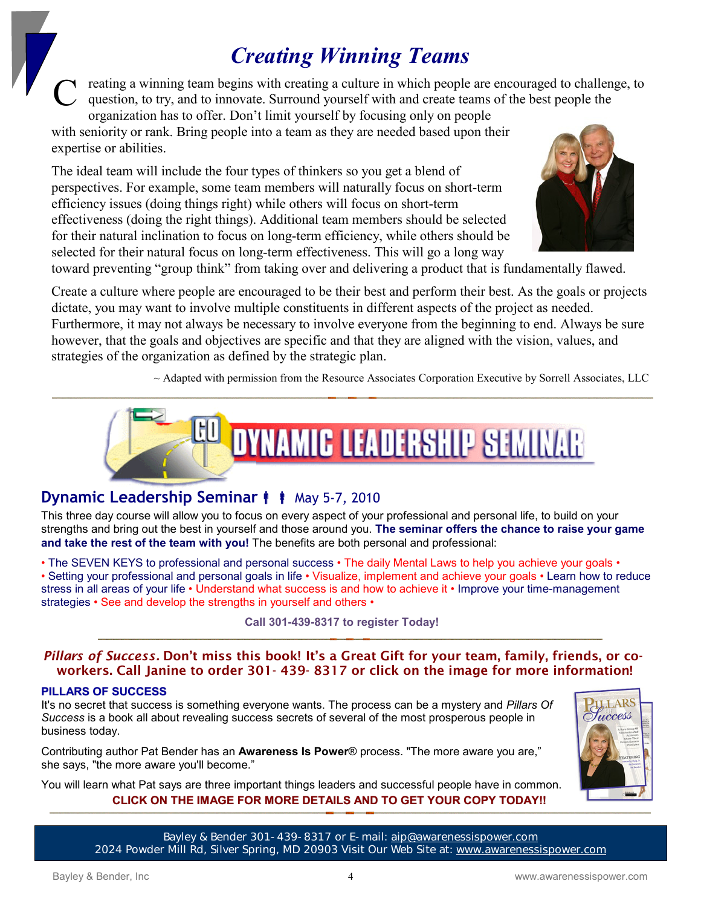# *Creating Winning Teams*

Creating a winning team begins with creating a culture in which people are encouraged to challenge, to question, to try, and to innovate. Surround yourself with and create teams of the best people the organization has to offer. Don't limit yourself by focusing only on people with seniority or rank. Bring people into a team as they are needed based upon their expertise or abilities.

The ideal team will include the four types of thinkers so you get a blend of perspectives. For example, some team members will naturally focus on short-term efficiency issues (doing things right) while others will focus on short-term effectiveness (doing the right things). Additional team members should be selected for their natural inclination to focus on long-term efficiency, while others should be selected for their natural focus on long-term effectiveness. This will go a long way toward preventing "group think" from taking over and delivering a product that is fundamentally flawed.

Create a culture where people are encouraged to be their best and perform their best. As the goals or projects dictate, you may want to involve multiple constituents in different aspects of the project as needed. Furthermore, it may not always be necessary to involve everyone from the beginning to end. Always be sure however, that the goals and objectives are specific and that they are aligned with the vision, values, and strategies of the organization as defined by the strategic plan.

~ Adapted with permission from the Resource Associates Corporation Executive by Sorrell Associates, LLC

---

GO DYNAMIC LEADERSHIP SEMINAR

## Dynamic Leadership Seminar May 5-7, 2010

This three day course will allow you to focus on every aspect of your professional and personal life, to build on your strengths and bring out the best in yourself and those around you. **The seminar offers the chance to raise your game and take the rest of the team with you!** The benefits are both personal and professional:

• The SEVEN KEYS to professional and personal success • The daily Mental Laws to help you achieve your goals • • Setting your professional and personal goals in life • Visualize, implement and achieve your goals • Learn how to reduce stress in all areas of your life • Understand what success is and how to achieve it • Improve your time-management strategies • See and develop the strengths in yourself and others •

**Call 301-439-8317 to register Today!**

---

***Pillars of Success.*** **Don't miss this book! It's a Great Gift for your team, family, friends, or co-workers. Call Janine to order 301- 439- 8317 or click on the image for more information!**

### PILLARS OF SUCCESS

It's no secret that success is something everyone wants. The process can be a mystery and *Pillars Of Success* is a book all about revealing success secrets of several of the most prosperous people in business today.

Contributing author Pat Bender has an **Awareness Is Power**® process. "The more aware you are," she says, "the more aware you'll become."

You will learn what Pat says are three important things leaders and successful people have in common.

**CLICK ON THE IMAGE FOR MORE DETAILS AND TO GET YOUR COPY TODAY!!**

---

Bayley & Bender 301- 439- 8317 or E- mail: aip@awarenessispower.com
2024 Powder Mill Rd, Silver Spring, MD 20903 Visit Our Web Site at: www.awarenessispower.com